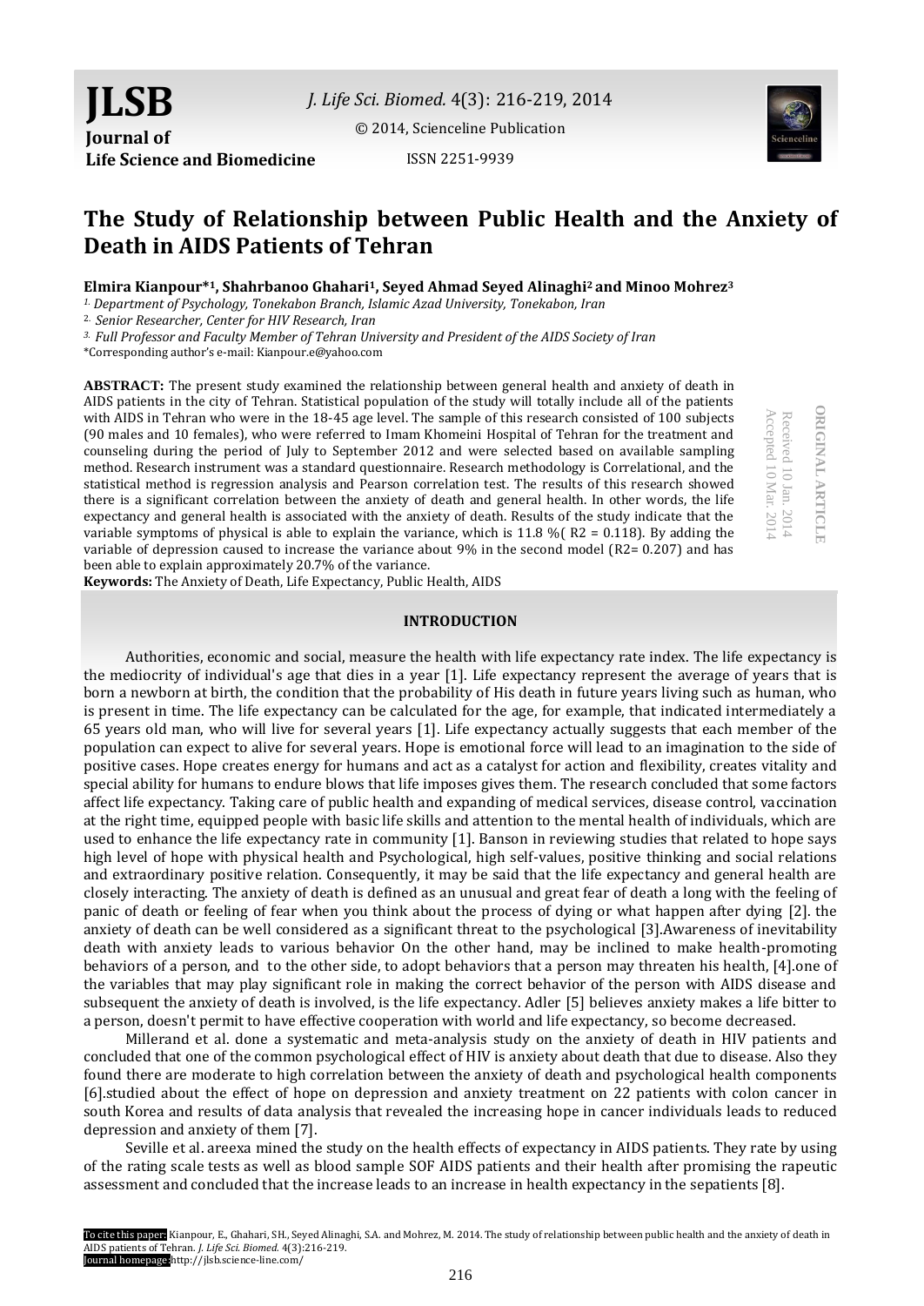# The Study of Relationship between Public Health and the Anxiety of Death in AIDS Patients of Tehran

**Elmira Kianpour*[1], Shahrbanoo Ghahari[1], Seyed Ahmad Seyed Alinaghi[2] and Minoo Mohrez[3]**

*[1]. Department of Psychology, Tonekabon Branch, Islamic Azad University, Tonekabon, Iran*

*[2]. Senior Researcher, Center for HIV Research, Iran*

*[3]. Full Professor and Faculty Member of Tehran University and President of the AIDS Society of Iran*

*Corresponding author's e-mail: Kianpour.e@yahoo.com

ORIGINAL ARTICLE

Received 10 Jan. 2014
Accepted 10 Mar. 2014

**ABSTRACT:** The present study examined the relationship between general health and anxiety of death in AIDS patients in the city of Tehran. Statistical population of the study will totally include all of the patients with AIDS in Tehran who were in the 18-45 age level. The sample of this research consisted of 100 subjects (90 males and 10 females), who were referred to Imam Khomeini Hospital of Tehran for the treatment and counseling during the period of July to September 2012 and were selected based on available sampling method. Research instrument was a standard questionnaire. Research methodology is Correlational, and the statistical method is regression analysis and Pearson correlation test. The results of this research showed there is a significant correlation between the anxiety of death and general health. In other words, the life expectancy and general health is associated with the anxiety of death. Results of the study indicate that the variable symptoms of physical is able to explain the variance, which is 11.8 %( $R2 = 0.118$). By adding the variable of depression caused to increase the variance about 9% in the second model ($R2= 0.207$) and has been able to explain approximately 20.7% of the variance.

**Keywords:** The Anxiety of Death, Life Expectancy, Public Health, AIDS

## INTRODUCTION

Authorities, economic and social, measure the health with life expectancy rate index. The life expectancy is the mediocrity of individual's age that dies in a year [1]. Life expectancy represent the average of years that is born a newborn at birth, the condition that the probability of His death in future years living such as human, who is present in time. The life expectancy can be calculated for the age, for example, that indicated intermediately a 65 years old man, who will live for several years [1]. Life expectancy actually suggests that each member of the population can expect to alive for several years. Hope is emotional force will lead to an imagination to the side of positive cases. Hope creates energy for humans and act as a catalyst for action and flexibility, creates vitality and special ability for humans to endure blows that life imposes gives them. The research concluded that some factors affect life expectancy. Taking care of public health and expanding of medical services, disease control, vaccination at the right time, equipped people with basic life skills and attention to the mental health of individuals, which are used to enhance the life expectancy rate in community [1]. Banson in reviewing studies that related to hope says high level of hope with physical health and Psychological, high self-values, positive thinking and social relations and extraordinary positive relation. Consequently, it may be said that the life expectancy and general health are closely interacting. The anxiety of death is defined as an unusual and great fear of death a long with the feeling of panic of death or feeling of fear when you think about the process of dying or what happen after dying [2]. the anxiety of death can be well considered as a significant threat to the psychological [3].Awareness of inevitability death with anxiety leads to various behavior On the other hand, may be inclined to make health-promoting behaviors of a person, and to the other side, to adopt behaviors that a person may threaten his health, [4].one of the variables that may play significant role in making the correct behavior of the person with AIDS disease and subsequent the anxiety of death is involved, is the life expectancy. Adler [5] believes anxiety makes a life bitter to a person, doesn't permit to have effective cooperation with world and life expectancy, so become decreased.

Millerand et al. done a systematic and meta-analysis study on the anxiety of death in HIV patients and concluded that one of the common psychological effect of HIV is anxiety about death that due to disease. Also they found there are moderate to high correlation between the anxiety of death and psychological health components [6].studied about the effect of hope on depression and anxiety treatment on 22 patients with colon cancer in south Korea and results of data analysis that revealed the increasing hope in cancer individuals leads to reduced depression and anxiety of them [7].

Seville et al. areexa mined the study on the health effects of expectancy in AIDS patients. They rate by using of the rating scale tests as well as blood sample SOF AIDS patients and their health after promising the rapeutic assessment and concluded that the increase leads to an increase in health expectancy in the sepatients [8].

To cite this paper: Kianpour, E., Ghahari, SH., Seyed Alinaghi, S.A. and Mohrez, M. 2014. The study of relationship between public health and the anxiety of death in AIDS patients of Tehran. *J. Life Sci. Biomed.* 4(3):216-219.
Journal homepage:http://jlsb.science-line.com/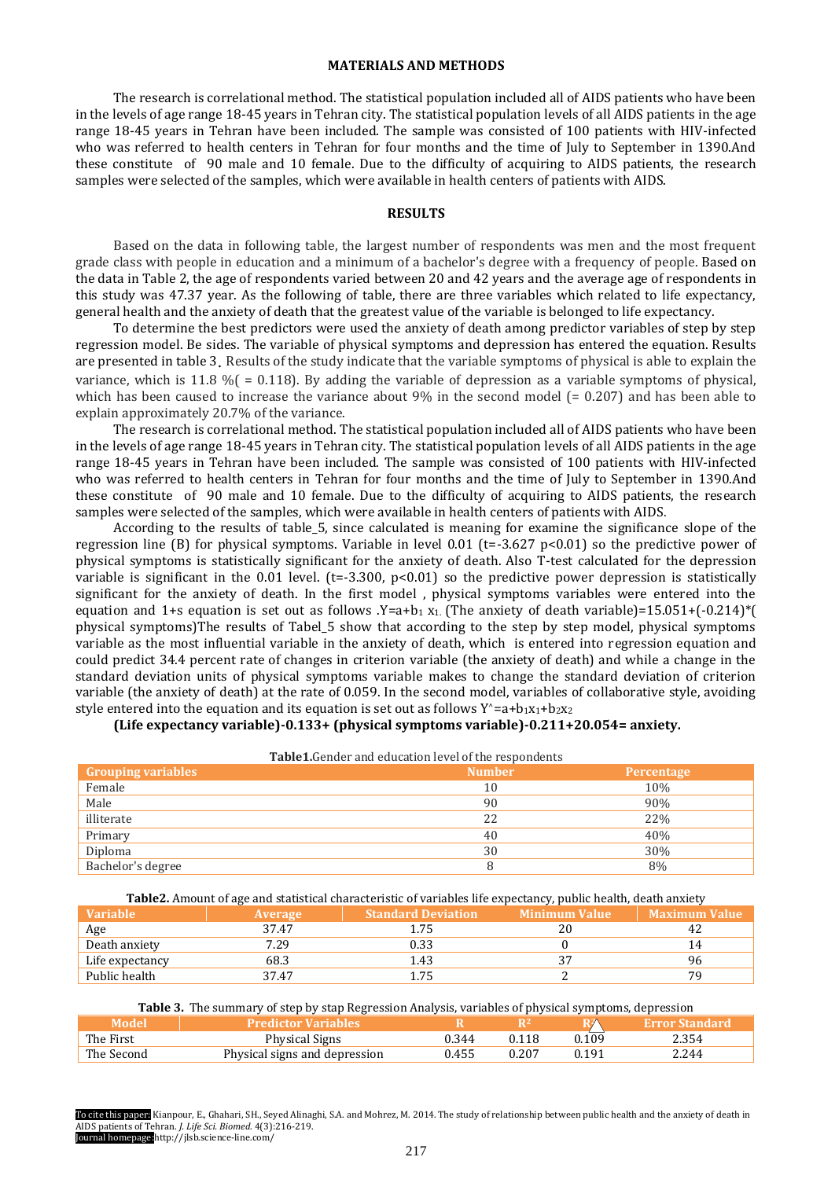## MATERIALS AND METHODS

The research is correlational method. The statistical population included all of AIDS patients who have been in the levels of age range 18-45 years in Tehran city. The statistical population levels of all AIDS patients in the age range 18-45 years in Tehran have been included. The sample was consisted of 100 patients with HIV-infected who was referred to health centers in Tehran for four months and the time of July to September in 1390.And these constitute of 90 male and 10 female. Due to the difficulty of acquiring to AIDS patients, the research samples were selected of the samples, which were available in health centers of patients with AIDS.

## RESULTS

Based on the data in following table, the largest number of respondents was men and the most frequent grade class with people in education and a minimum of a bachelor's degree with a frequency of people. Based on the data in Table 2, the age of respondents varied between 20 and 42 years and the average age of respondents in this study was 47.37 year. As the following of table, there are three variables which related to life expectancy, general health and the anxiety of death that the greatest value of the variable is belonged to life expectancy.

To determine the best predictors were used the anxiety of death among predictor variables of step by step regression model. Be sides. The variable of physical symptoms and depression has entered the equation. Results are presented in table 3. Results of the study indicate that the variable symptoms of physical is able to explain the variance, which is 11.8 %( = 0.118). By adding the variable of depression as a variable symptoms of physical, which has been caused to increase the variance about 9% in the second model (= 0.207) and has been able to explain approximately 20.7% of the variance.

The research is correlational method. The statistical population included all of AIDS patients who have been in the levels of age range 18-45 years in Tehran city. The statistical population levels of all AIDS patients in the age range 18-45 years in Tehran have been included. The sample was consisted of 100 patients with HIV-infected who was referred to health centers in Tehran for four months and the time of July to September in 1390.And these constitute of 90 male and 10 female. Due to the difficulty of acquiring to AIDS patients, the research samples were selected of the samples, which were available in health centers of patients with AIDS.

According to the results of table_5, since calculated is meaning for examine the significance slope of the regression line (B) for physical symptoms. Variable in level 0.01 ($t=-3.627$ $p<0.01$) so the predictive power of physical symptoms is statistically significant for the anxiety of death. Also T-test calculated for the depression variable is significant in the 0.01 level. ($t=-3.300$, $p<0.01$) so the predictive power depression is statistically significant for the anxiety of death. In the first model , physical symptoms variables were entered into the equation and 1+s equation is set out as follows .$Y=a+b_1 x_1$. (The anxiety of death variable)=15.051+(-0.214)*( physical symptoms)The results of Tabel_5 show that according to the step by step model, physical symptoms variable as the most influential variable in the anxiety of death, which is entered into regression equation and could predict 34.4 percent rate of changes in criterion variable (the anxiety of death) and while a change in the standard deviation units of physical symptoms variable makes to change the standard deviation of criterion variable (the anxiety of death) at the rate of 0.059. In the second model, variables of collaborative style, avoiding style entered into the equation and its equation is set out as follows $\hat{Y}=a+b_1x_1+b_2x_2$

**(Life expectancy variable)-0.133+ (physical symptoms variable)-0.211+20.054= anxiety.**

**Table1.**Gender and education level of the respondents

| Grouping variables | Number | Percentage |
|---|---|---|
| Female | 10 | 10% |
| Male | 90 | 90% |
| illiterate | 22 | 22% |
| Primary | 40 | 40% |
| Diploma | 30 | 30% |
| Bachelor's degree | 8 | 8% |

**Table2.** Amount of age and statistical characteristic of variables life expectancy, public health, death anxiety

| Variable | Average | Standard Deviation | Minimum Value | Maximum Value |
|---|---|---|---|---|
| Age | 37.47 | 1.75 | 20 | 42 |
| Death anxiety | 7.29 | 0.33 | 0 | 14 |
| Life expectancy | 68.3 | 1.43 | 37 | 96 |
| Public health | 37.47 | 1.75 | 2 | 79 |

**Table 3.** The summary of step by stap Regression Analysis, variables of physical symptoms, depression

| Model | Predictor Variables | R | $R^2$ | $\hat{R}^2$ | Error Standard |
|---|---|---|---|---|---|
| The First | Physical Signs | 0.344 | 0.118 | 0.109 | 2.354 |
| The Second | Physical signs and depression | 0.455 | 0.207 | 0.191 | 2.244 |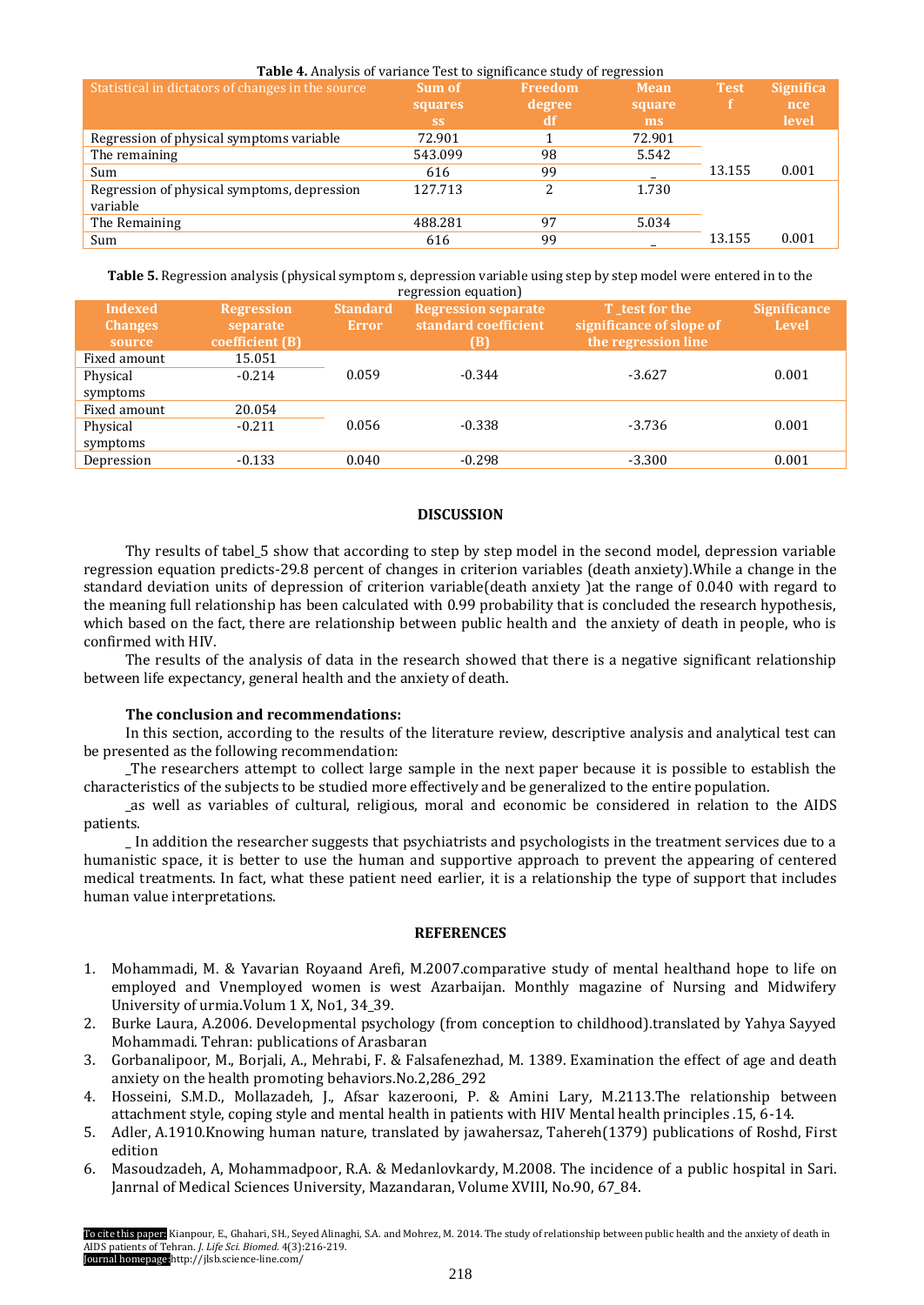**Table 4.** Analysis of variance Test to significance study of regression

| Statistical in dictators of changes in the source | Sum of squares ss | Freedom degree df | Mean square ms | Test f | Significance level |
|---|---|---|---|---|---|
| Regression of physical symptoms variable | 72.901 | 1 | 72.901 | | |
| The remaining | 543.099 | 98 | 5.542 | | |
| Sum | 616 | 99 | _ | 13.155 | 0.001 |
| Regression of physical symptoms, depression variable | 127.713 | 2 | 1.730 | | |
| The Remaining | 488.281 | 97 | 5.034 | | |
| Sum | 616 | 99 | _ | 13.155 | 0.001 |

**Table 5.** Regression analysis (physical symptom s, depression variable using step by step model were entered in to the regression equation)

| Indexed Changes source | Regression separate coefficient (B) | Standard Error | Regression separate standard coefficient (B) | T _test for the significance of slope of the regression line | Significance Level |
|---|---|---|---|---|---|
| Fixed amount | 15.051 | | | | |
| Physical symptoms | -0.214 | 0.059 | -0.344 | -3.627 | 0.001 |
| Fixed amount | 20.054 | | | | |
| Physical symptoms | -0.211 | 0.056 | -0.338 | -3.736 | 0.001 |
| Depression | -0.133 | 0.040 | -0.298 | -3.300 | 0.001 |

## DISCUSSION

Thy results of tabel_5 show that according to step by step model in the second model, depression variable regression equation predicts-29.8 percent of changes in criterion variables (death anxiety).While a change in the standard deviation units of depression of criterion variable(death anxiety )at the range of 0.040 with regard to the meaning full relationship has been calculated with 0.99 probability that is concluded the research hypothesis, which based on the fact, there are relationship between public health and the anxiety of death in people, who is confirmed with HIV.

The results of the analysis of data in the research showed that there is a negative significant relationship between life expectancy, general health and the anxiety of death.

### The conclusion and recommendations:

In this section, according to the results of the literature review, descriptive analysis and analytical test can be presented as the following recommendation:

_The researchers attempt to collect large sample in the next paper because it is possible to establish the characteristics of the subjects to be studied more effectively and be generalized to the entire population.

_as well as variables of cultural, religious, moral and economic be considered in relation to the AIDS patients.

_ In addition the researcher suggests that psychiatrists and psychologists in the treatment services due to a humanistic space, it is better to use the human and supportive approach to prevent the appearing of centered medical treatments. In fact, what these patient need earlier, it is a relationship the type of support that includes human value interpretations.

## REFERENCES

1. Mohammadi, M. & Yavarian Royaand Arefi, M.2007.comparative study of mental healthand hope to life on employed and Vnemployed women is west Azarbaijan. Monthly magazine of Nursing and Midwifery University of urmia.Volum 1 X, No1, 34_39.
2. Burke Laura, A.2006. Developmental psychology (from conception to childhood).translated by Yahya Sayyed Mohammadi. Tehran: publications of Arasbaran
3. Gorbanalipoor, M., Borjali, A., Mehrabi, F. & Falsafenezhad, M. 1389. Examination the effect of age and death anxiety on the health promoting behaviors.No.2,286_292
4. Hosseini, S.M.D., Mollazadeh, J., Afsar kazerooni, P. & Amini Lary, M.2113.The relationship between attachment style, coping style and mental health in patients with HIV Mental health principles .15, 6-14.
5. Adler, A.1910.Knowing human nature, translated by jawahersaz, Tahereh(1379) publications of Roshd, First edition
6. Masoudzadeh, A, Mohammadpoor, R.A. & Medanlovkardy, M.2008. The incidence of a public hospital in Sari. Janrnal of Medical Sciences University, Mazandaran, Volume XVIII, No.90, 67_84.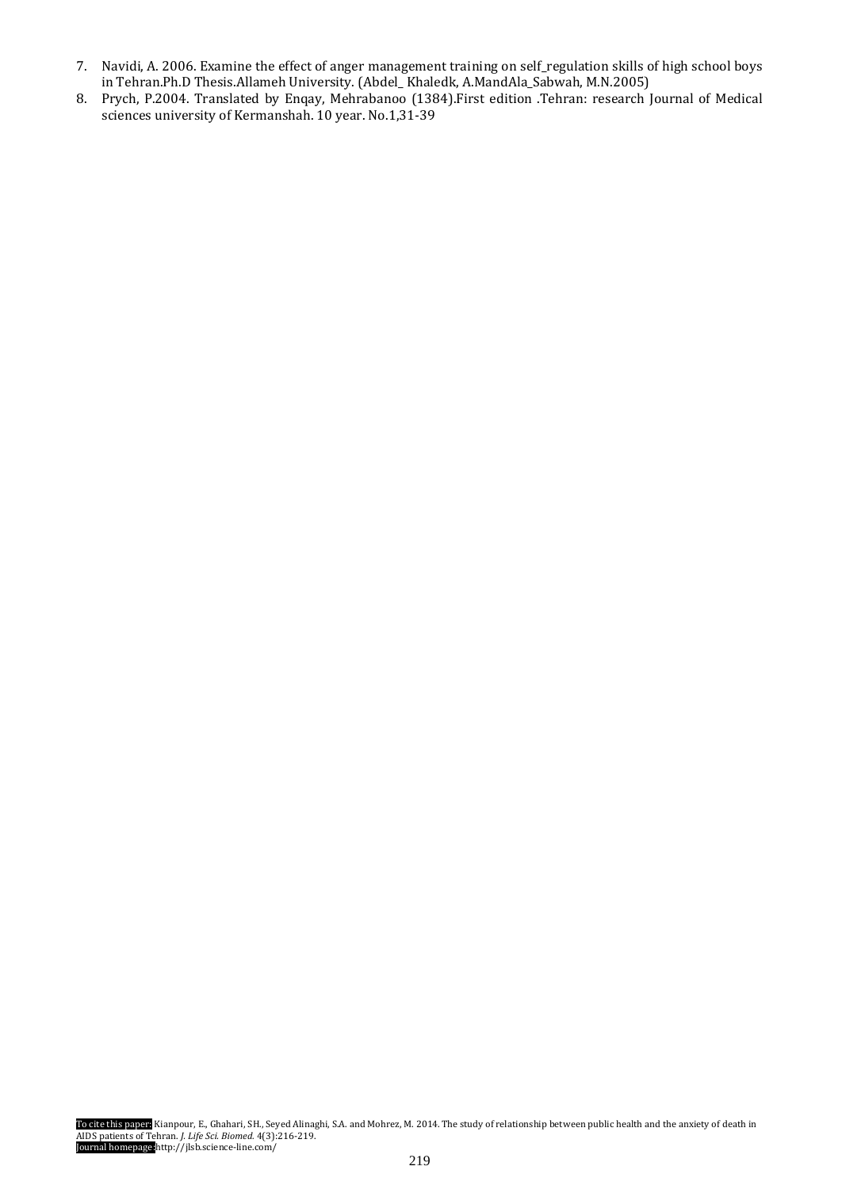7. Navidi, A. 2006. Examine the effect of anger management training on self_regulation skills of high school boys in Tehran.Ph.D Thesis.Allameh University. (Abdel_ Khaledk, A.MandAla_Sabwah, M.N.2005)
8. Prych, P.2004. Translated by Enqay, Mehrabanoo (1384).First edition .Tehran: research Journal of Medical sciences university of Kermanshah. 10 year. No.1,31-39